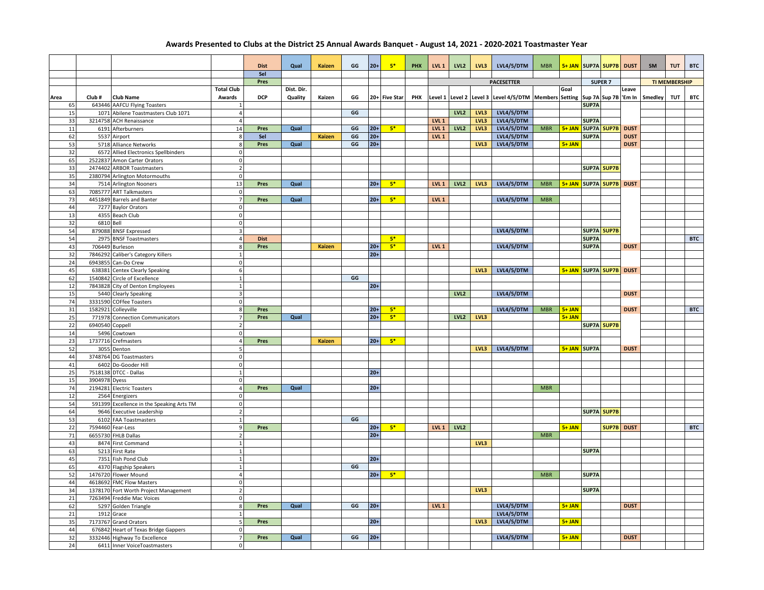# Awards Presented to Clubs at the District 25 Annual Awards Banquet - August 14, 2021 - 2020-2021 Toastmaster Year

| | | | | Dist | Qual | Kaizen | GG | 20+ | 5* | PHX | LVL 1 | LVL2 | LVL3 | LVL4/5/DTM | MBR | 5+ JAN | SUP7A | SUP7B | DUST | SM | TUT | BTC |
|---|---|---|---|---|---|---|---|---|---|---|---|---|---|---|---|---|---|---|---|---|---|---|
| | | | | Sel | | | | | | | | | | | | | | | | | | |
| | | | | Pres | | | | | | | PACESETTER | | | | | | SUPER 7 | | | TI MEMBERSHIP | | |
| | | | Total Club | | Dist. Dir. | | | | | | | | | | | Goal | | | Leave | | | |
| Area | Club # | Club Name | Awards | DCP | Quality | Kaizen | GG | 20+ | Five Star | PHX | Level 1 | Level 2 | Level 3 | Level 4/5/DTM | Members | Setting | Sup 7A | Sup 7B | 'Em In | Smedley | TUT | BTC |
| 65 | 643446 | AAFCU Flying Toasters | 1 | | | | | | | | | | | | | | SUP7A | | | | | |
| 15 | 1071 | Abilene Toastmasters Club 1071 | 4 | | | | GG | | | | | LVL2 | LVL3 | LVL4/5/DTM | | | | | | | | |
| 33 | 3214758 | ACH Renaissance | 4 | | | | | | | | LVL 1 | | LVL3 | LVL4/5/DTM | | | SUP7A | | | | | |
| 11 | 6191 | Afterburners | 14 | Pres | Qual | | GG | 20+ | 5* | | LVL 1 | LVL2 | LVL3 | LVL4/5/DTM | MBR | 5+ JAN | SUP7A | SUP7B | DUST | | | |
| 62 | 5537 | Airport | 8 | Sel | | Kaizen | GG | 20+ | | | LVL 1 | | | LVL4/5/DTM | | | SUP7A | | DUST | | | |
| 53 | 5718 | Alliance Networks | 8 | Pres | Qual | | GG | 20+ | | | | | LVL3 | LVL4/5/DTM | | 5+ JAN | | | DUST | | | |
| 32 | 6572 | Allied Electronics Spellbinders | 0 | | | | | | | | | | | | | | | | | | | |
| 65 | 2522837 | Amon Carter Orators | 0 | | | | | | | | | | | | | | | | | | | |
| 33 | 2474402 | ARBOR Toastmasters | 2 | | | | | | | | | | | | | | SUP7A | SUP7B | | | | |
| 35 | 2380794 | Arlington Motormouths | 0 | | | | | | | | | | | | | | | | | | | |
| 34 | 7514 | Arlington Nooners | 13 | Pres | Qual | | | 20+ | 5* | | LVL 1 | LVL2 | LVL3 | LVL4/5/DTM | MBR | 5+ JAN | SUP7A | SUP7B | DUST | | | |
| 63 | 7085777 | ART Talkmasters | 0 | | | | | | | | | | | | | | | | | | | |
| 73 | 4451849 | Barrels and Banter | 7 | Pres | Qual | | | 20+ | 5* | | LVL 1 | | | LVL4/5/DTM | MBR | | | | | | | |
| 44 | 7277 | Baylor Orators | 0 | | | | | | | | | | | | | | | | | | | |
| 13 | 4355 | Beach Club | 0 | | | | | | | | | | | | | | | | | | | |
| 32 | 6810 | Bell | 0 | | | | | | | | | | | | | | | | | | | |
| 54 | 879088 | BNSF Expressed | 3 | | | | | | | | | | | LVL4/5/DTM | | | SUP7A | SUP7B | | | | |
| 54 | 2975 | BNSF Toastmasters | 4 | Dist | | | | | 5* | | | | | | | | SUP7A | | | | | BTC |
| 43 | 706449 | Burleson | 8 | Pres | | Kaizen | | 20+ | 5* | | LVL 1 | | | LVL4/5/DTM | | | SUP7A | | DUST | | | |
| 32 | 7846292 | Caliber's Category Killers | 1 | | | | | 20+ | | | | | | | | | | | | | | |
| 24 | 6943855 | Can-Do Crew | 0 | | | | | | | | | | | | | | | | | | | |
| 45 | 638381 | Centex Clearly Speaking | 6 | | | | | | | | | | LVL3 | LVL4/5/DTM | | 5+ JAN | SUP7A | SUP7B | DUST | | | |
| 62 | 1540842 | Circle of Excellence | 1 | | | | GG | | | | | | | | | | | | | | | |
| 12 | 7843828 | City of Denton Employees | 1 | | | | | 20+ | | | | | | | | | | | | | | |
| 15 | 5440 | Clearly Speaking | 3 | | | | | | | | | LVL2 | | LVL4/5/DTM | | | | | DUST | | | |
| 74 | 3331590 | COFfee Toasters | 0 | | | | | | | | | | | | | | | | | | | |
| 31 | 1582921 | Colleyville | 8 | Pres | | | | 20+ | 5* | | | | | LVL4/5/DTM | MBR | 5+ JAN | | | DUST | | | BTC |
| 25 | 771978 | Connection Communicators | 7 | Pres | Qual | | | 20+ | 5* | | | LVL2 | LVL3 | | | 5+ JAN | | | | | | |
| 22 | 6940540 | Coppell | 2 | | | | | | | | | | | | | | SUP7A | SUP7B | | | | |
| 14 | 5496 | Cowtown | 0 | | | | | | | | | | | | | | | | | | | |
| 23 | 1737716 | Crefmasters | 4 | Pres | | Kaizen | | 20+ | 5* | | | | | | | | | | | | | |
| 52 | 3055 | Denton | 5 | | | | | | | | | | LVL3 | LVL4/5/DTM | | 5+ JAN | SUP7A | | DUST | | | |
| 44 | 3748764 | DG Toastmasters | 0 | | | | | | | | | | | | | | | | | | | |
| 41 | 6402 | Do-Gooder Hill | 0 | | | | | | | | | | | | | | | | | | | |
| 25 | 7518138 | DTCC - Dallas | 1 | | | | | 20+ | | | | | | | | | | | | | | |
| 15 | 3904978 | Dyess | 0 | | | | | | | | | | | | | | | | | | | |
| 74 | 2194281 | Electric Toasters | 4 | Pres | Qual | | | 20+ | | | | | | | MBR | | | | | | | |
| 12 | 2564 | Energizers | 0 | | | | | | | | | | | | | | | | | | | |
| 54 | 591399 | Excellence in the Speaking Arts TM | 0 | | | | | | | | | | | | | | | | | | | |
| 64 | 9646 | Executive Leadership | 2 | | | | | | | | | | | | | | SUP7A | SUP7B | | | | |
| 53 | 6102 | FAA Toastmasters | 1 | | | | GG | | | | | | | | | | | | | | | |
| 22 | 7594460 | Fear-Less | 9 | Pres | | | | 20+ | 5* | | LVL 1 | LVL2 | | | | 5+ JAN | | SUP7B | DUST | | | BTC |
| 71 | 6655730 | FHLB Dallas | 2 | | | | | 20+ | | | | | | | MBR | | | | | | | |
| 43 | 8474 | First Command | 1 | | | | | | | | | | LVL3 | | | | | | | | | |
| 63 | 5213 | First Rate | 1 | | | | | | | | | | | | | | SUP7A | | | | | |
| 45 | 7351 | Fish Pond Club | 1 | | | | | 20+ | | | | | | | | | | | | | | |
| 65 | 4370 | Flagship Speakers | 1 | | | | GG | | | | | | | | | | | | | | | |
| 52 | 1476720 | Flower Mound | 4 | | | | | 20+ | 5* | | | | | | MBR | | SUP7A | | | | | |
| 44 | 4618692 | FMC Flow Masters | 0 | | | | | | | | | | | | | | | | | | | |
| 34 | 1378170 | Fort Worth Project Management | 2 | | | | | | | | | | LVL3 | | | | SUP7A | | | | | |
| 21 | 7263494 | Freddie Mac Voices | 0 | | | | | | | | | | | | | | | | | | | |
| 62 | 5297 | Golden Triangle | 8 | Pres | Qual | | GG | 20+ | | | LVL 1 | | | LVL4/5/DTM | | 5+ JAN | | | DUST | | | |
| 21 | 1912 | Grace | 1 | | | | | | | | | | | LVL4/5/DTM | | | | | | | | |
| 35 | 7173767 | Grand Orators | 5 | Pres | | | | 20+ | | | | | LVL3 | LVL4/5/DTM | | 5+ JAN | | | | | | |
| 44 | 676842 | Heart of Texas Bridge Gappers | 0 | | | | | | | | | | | | | | | | | | | |
| 32 | 3332446 | Highway To Excellence | 7 | Pres | Qual | | GG | 20+ | | | | | | LVL4/5/DTM | | 5+ JAN | | | DUST | | | |
| 24 | 6411 | Inner VoiceToastmasters | 0 | | | | | | | | | | | | | | | | | | | |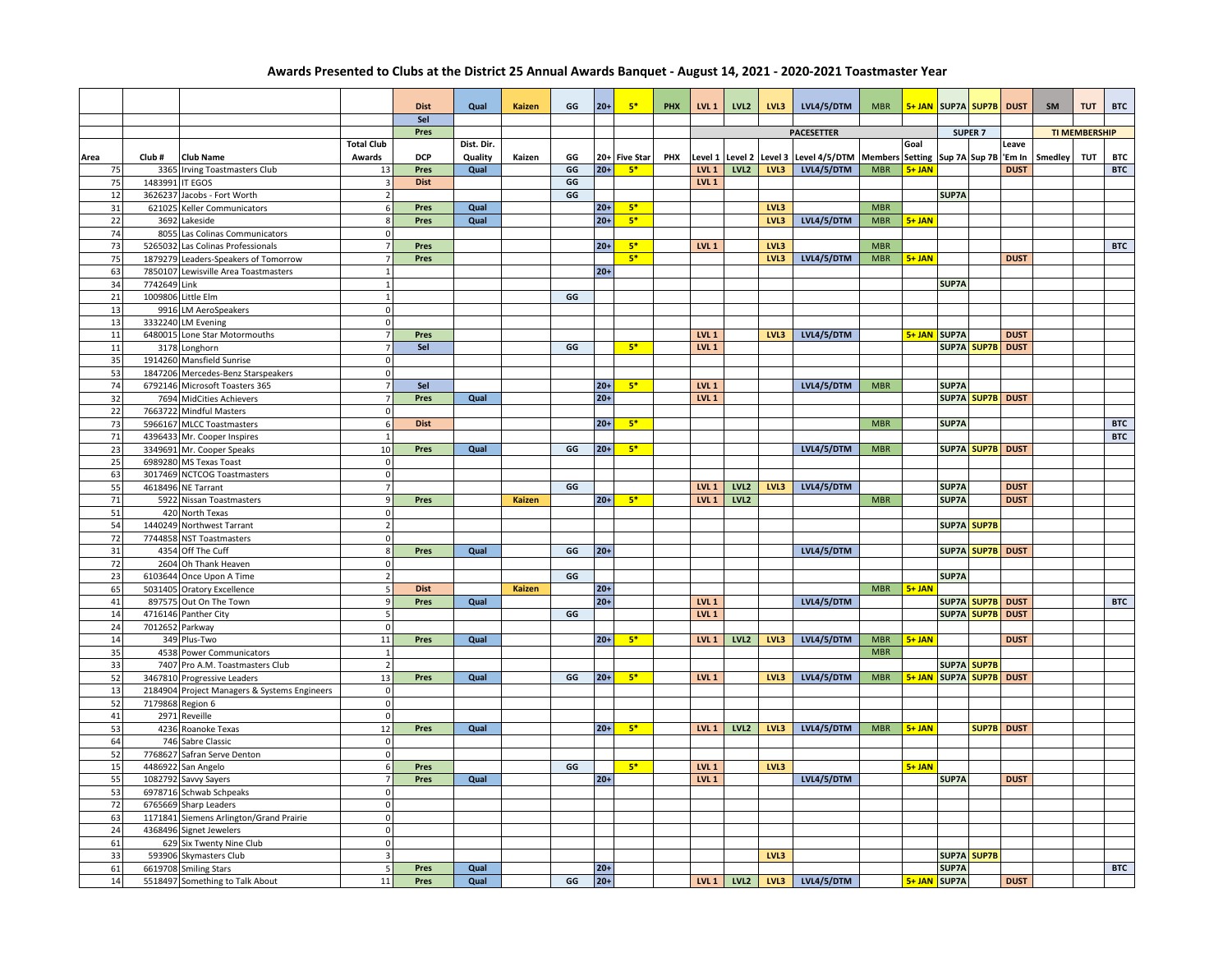# Awards Presented to Clubs at the District 25 Annual Awards Banquet - August 14, 2021 - 2020-2021 Toastmaster Year

| | | | | Dist | Qual | Kaizen | GG | 20+ | 5* | PHX | LVL 1 | LVL2 | LVL3 | LVL4/5/DTM | MBR | 5+ JAN | SUP7A | SUP7B | DUST | SM | TUT | BTC |
|---|---|---|---|---|---|---|---|---|---|---|---|---|---|---|---|---|---|---|---|---|---|---|
| | | | | Sel | | | | | | | | | | | | | | | | | | |
| | | | | Pres | | | | | | | | | | PACESETTER | | | | SUPER 7 | | | TI MEMBERSHIP | |
| | | | Total Club | | Dist. Dir. | | | | | | | | | | | Goal | | | Leave | | | |
| Area | Club # | Club Name | Awards | DCP | Quality | Kaizen | GG | 20+ | Five Star | PHX | Level 1 | Level 2 | Level 3 | Level 4/5/DTM | Members | Setting | Sup 7A | Sup 7B | 'Em In | Smedley | TUT | BTC |
| 75 | 3365 | Irving Toastmasters Club | 13 | Pres | Qual | | GG | 20+ | 5* | | LVL 1 | LVL2 | LVL3 | LVL4/5/DTM | MBR | 5+ JAN | | | DUST | | | BTC |
| 75 | 1483991 | IT EGOS | 3 | Dist | | | GG | | | | LVL 1 | | | | | | | | | | | |
| 12 | 3626237 | Jacobs - Fort Worth | 2 | | | | GG | | | | | | | | | | SUP7A | | | | | |
| 31 | 621025 | Keller Communicators | 6 | Pres | Qual | | | 20+ | 5* | | | | LVL3 | | MBR | | | | | | | |
| 22 | 3692 | Lakeside | 8 | Pres | Qual | | | 20+ | 5* | | | | LVL3 | LVL4/5/DTM | MBR | 5+ JAN | | | | | | |
| 74 | 8055 | Las Colinas Communicators | 0 | | | | | | | | | | | | | | | | | | | |
| 73 | 5265032 | Las Colinas Professionals | 7 | Pres | | | | 20+ | 5* | | LVL 1 | | LVL3 | | MBR | | | | | | | BTC |
| 75 | 1879279 | Leaders-Speakers of Tomorrow | 7 | Pres | | | | | 5* | | | | LVL3 | LVL4/5/DTM | MBR | 5+ JAN | | | DUST | | | |
| 63 | 7850107 | Lewisville Area Toastmasters | 1 | | | | | 20+ | | | | | | | | | | | | | | |
| 34 | 7742649 | Link | 1 | | | | | | | | | | | | | | SUP7A | | | | | |
| 21 | 1009806 | Little Elm | 1 | | | | GG | | | | | | | | | | | | | | | |
| 13 | 9916 | LM AeroSpeakers | 0 | | | | | | | | | | | | | | | | | | | |
| 13 | 3332240 | LM Evening | 0 | | | | | | | | | | | | | | | | | | | |
| 11 | 6480015 | Lone Star Motormouths | 7 | Pres | | | | | | | LVL 1 | | LVL3 | LVL4/5/DTM | | 5+ JAN | SUP7A | | DUST | | | |
| 11 | 3178 | Longhorn | 7 | Sel | | | GG | | 5* | | LVL 1 | | | | | | SUP7A | SUP7B | DUST | | | |
| 35 | 1914260 | Mansfield Sunrise | 0 | | | | | | | | | | | | | | | | | | | |
| 53 | 1847206 | Mercedes-Benz Starspeakers | 0 | | | | | | | | | | | | | | | | | | | |
| 74 | 6792146 | Microsoft Toasters 365 | 7 | Sel | | | | 20+ | 5* | | LVL 1 | | | LVL4/5/DTM | MBR | | SUP7A | | | | | |
| 32 | 7694 | MidCities Achievers | 7 | Pres | Qual | | | 20+ | | | LVL 1 | | | | | | SUP7A | SUP7B | DUST | | | |
| 22 | 7663722 | Mindful Masters | 0 | | | | | | | | | | | | | | | | | | | |
| 73 | 5966167 | MLCC Toastmasters | 6 | Dist | | | | 20+ | 5* | | | | | | MBR | | SUP7A | | | | | BTC |
| 71 | 4396433 | Mr. Cooper Inspires | 1 | | | | | | | | | | | | | | | | | | | BTC |
| 23 | 3349691 | Mr. Cooper Speaks | 10 | Pres | Qual | | GG | 20+ | 5* | | | | | LVL4/5/DTM | MBR | | SUP7A | SUP7B | DUST | | | |
| 25 | 6989280 | MS Texas Toast | 0 | | | | | | | | | | | | | | | | | | | |
| 63 | 3017469 | NCTCOG Toastmasters | 0 | | | | | | | | | | | | | | | | | | | |
| 55 | 4618496 | NE Tarrant | 7 | | | | GG | | | | LVL 1 | LVL2 | LVL3 | LVL4/5/DTM | | | SUP7A | | DUST | | | |
| 71 | 5922 | Nissan Toastmasters | 9 | Pres | | Kaizen | | 20+ | 5* | | LVL 1 | LVL2 | | | MBR | | SUP7A | | DUST | | | |
| 51 | 420 | North Texas | 0 | | | | | | | | | | | | | | | | | | | |
| 54 | 1440249 | Northwest Tarrant | 2 | | | | | | | | | | | | | | SUP7A | SUP7B | | | | |
| 72 | 7744858 | NST Toastmasters | 0 | | | | | | | | | | | | | | | | | | | |
| 31 | 4354 | Off The Cuff | 8 | Pres | Qual | | GG | 20+ | | | | | | LVL4/5/DTM | | | SUP7A | SUP7B | DUST | | | |
| 72 | 2604 | Oh Thank Heaven | 0 | | | | | | | | | | | | | | | | | | | |
| 23 | 6103644 | Once Upon A Time | 2 | | | | GG | | | | | | | | | | SUP7A | | | | | |
| 65 | 5031405 | Oratory Excellence | 5 | Dist | | Kaizen | | 20+ | | | | | | | MBR | 5+ JAN | | | | | | |
| 41 | 897575 | Out On The Town | 9 | Pres | Qual | | | 20+ | | | LVL 1 | | | LVL4/5/DTM | | | SUP7A | SUP7B | DUST | | | BTC |
| 14 | 4716146 | Panther City | 5 | | | | GG | | | | LVL 1 | | | | | | SUP7A | SUP7B | DUST | | | |
| 24 | 7012652 | Parkway | 0 | | | | | | | | | | | | | | | | | | | |
| 14 | 349 | Plus-Two | 11 | Pres | Qual | | | 20+ | 5* | | LVL 1 | LVL2 | LVL3 | LVL4/5/DTM | MBR | 5+ JAN | | | DUST | | | |
| 35 | 4538 | Power Communicators | 1 | | | | | | | | | | | | MBR | | | | | | | |
| 33 | 7407 | Pro A.M. Toastmasters Club | 2 | | | | | | | | | | | | | | SUP7A | SUP7B | | | | |
| 52 | 3467810 | Progressive Leaders | 13 | Pres | Qual | | GG | 20+ | 5* | | LVL 1 | | LVL3 | LVL4/5/DTM | MBR | 5+ JAN | SUP7A | SUP7B | DUST | | | |
| 13 | 2184904 | Project Managers & Systems Engineers | 0 | | | | | | | | | | | | | | | | | | | |
| 52 | 7179868 | Region 6 | 0 | | | | | | | | | | | | | | | | | | | |
| 41 | 2971 | Reveille | 0 | | | | | | | | | | | | | | | | | | | |
| 53 | 4236 | Roanoke Texas | 12 | Pres | Qual | | | 20+ | 5* | | LVL 1 | LVL2 | LVL3 | LVL4/5/DTM | MBR | 5+ JAN | | SUP7B | DUST | | | |
| 64 | 746 | Sabre Classic | 0 | | | | | | | | | | | | | | | | | | | |
| 52 | 7768627 | Safran Serve Denton | 0 | | | | | | | | | | | | | | | | | | | |
| 15 | 4486922 | San Angelo | 6 | Pres | | | GG | | 5* | | LVL 1 | | LVL3 | | | 5+ JAN | | | | | | |
| 55 | 1082792 | Savvy Sayers | 7 | Pres | Qual | | | 20+ | | | LVL 1 | | | LVL4/5/DTM | | | SUP7A | | DUST | | | |
| 53 | 6978716 | Schwab Schpeaks | 0 | | | | | | | | | | | | | | | | | | | |
| 72 | 6765669 | Sharp Leaders | 0 | | | | | | | | | | | | | | | | | | | |
| 63 | 1171841 | Siemens Arlington/Grand Prairie | 0 | | | | | | | | | | | | | | | | | | | |
| 24 | 4368496 | Signet Jewelers | 0 | | | | | | | | | | | | | | | | | | | |
| 61 | 629 | Six Twenty Nine Club | 0 | | | | | | | | | | | | | | | | | | | |
| 33 | 593906 | Skymasters Club | 3 | | | | | | | | | | LVL3 | | | | SUP7A | SUP7B | | | | |
| 61 | 6619708 | Smiling Stars | 5 | Pres | Qual | | | 20+ | | | | | | | | | SUP7A | | | | | BTC |
| 14 | 5518497 | Something to Talk About | 11 | Pres | Qual | | GG | 20+ | | | LVL 1 | LVL2 | LVL3 | LVL4/5/DTM | | 5+ JAN | SUP7A | | DUST | | | |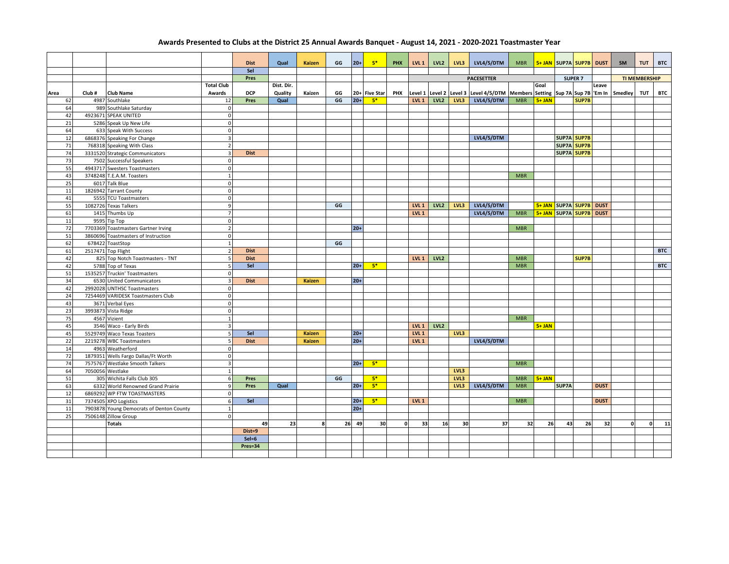## Awards Presented to Clubs at the District 25 Annual Awards Banquet - August 14, 2021 - 2020-2021 Toastmaster Year

| | | | | Dist | Qual | Kaizen | GG | 20+ | 5* | PHX | LVL 1 | LVL2 | LVL3 | LVL4/5/DTM | MBR | 5+ JAN | SUP7A | SUP7B | DUST | SM | TUT | BTC |
|---|---|---|---|---|---|---|---|---|---|---|---|---|---|---|---|---|---|---|---|---|---|---|
| | | | | Sel | | | | | | | | | | | | | | | | | | |
| | | | | Pres | | | | | | | PACESETTER | | | | | | SUPER 7 | | | TI MEMBERSHIP | | |
| | | | Total Club | | Dist. Dir. | | | | | | | | | | | Goal | | | Leave | | | |
| Area | Club # | Club Name | Awards | DCP | Quality | Kaizen | GG | 20+ | Five Star | PHX | Level 1 | Level 2 | Level 3 | Level 4/5/DTM | Members | Setting | Sup 7A | Sup 7B | 'Em In | Smedley | TUT | BTC |
| 62 | 4987 | Southlake | 12 | Pres | Qual | | GG | 20+ | 5* | | LVL 1 | LVL2 | LVL3 | LVL4/5/DTM | MBR | 5+ JAN | | SUP7B | | | | |
| 64 | 989 | Southlake Saturday | 0 | | | | | | | | | | | | | | | | | | | |
| 42 | 4923671 | SPEAK UNITED | 0 | | | | | | | | | | | | | | | | | | | |
| 21 | 5286 | Speak Up New Life | 0 | | | | | | | | | | | | | | | | | | | |
| 64 | 633 | Speak With Success | 0 | | | | | | | | | | | | | | | | | | | |
| 12 | 6868376 | Speaking For Change | 3 | | | | | | | | | | | LVL4/5/DTM | | | SUP7A | SUP7B | | | | |
| 71 | 768318 | Speaking With Class | 2 | | | | | | | | | | | | | | SUP7A | SUP7B | | | | |
| 74 | 3331520 | Strategic Communicators | 3 | Dist | | | | | | | | | | | | | SUP7A | SUP7B | | | | |
| 73 | 7502 | Successful Speakers | 0 | | | | | | | | | | | | | | | | | | | |
| 55 | 4943717 | Swesters Toastmasters | 0 | | | | | | | | | | | | | | | | | | | |
| 43 | 3748248 | T.E.A.M. Toasters | 1 | | | | | | | | | | | | MBR | | | | | | | |
| 25 | 6017 | Talk Blue | 0 | | | | | | | | | | | | | | | | | | | |
| 11 | 1826942 | Tarrant County | 0 | | | | | | | | | | | | | | | | | | | |
| 41 | 5555 | TCU Toastmasters | 0 | | | | | | | | | | | | | | | | | | | |
| 55 | 1082726 | Texas Talkers | 9 | | | | GG | | | | LVL 1 | LVL2 | LVL3 | LVL4/5/DTM | | 5+ JAN | SUP7A | SUP7B | DUST | | | |
| 61 | 1415 | Thumbs Up | 7 | | | | | | | | LVL 1 | | | LVL4/5/DTM | MBR | 5+ JAN | SUP7A | SUP7B | DUST | | | |
| 11 | 9595 | Tip Top | 0 | | | | | | | | | | | | | | | | | | | |
| 72 | 7703369 | Toastmasters Gartner Irving | 2 | | | | | 20+ | | | | | | | MBR | | | | | | | |
| 51 | 3860696 | Toastmasters of Instruction | 0 | | | | | | | | | | | | | | | | | | | |
| 62 | 678422 | ToastStop | 1 | | | | GG | | | | | | | | | | | | | | | |
| 61 | 2517471 | Top Flight | 2 | Dist | | | | | | | | | | | | | | | | | | BTC |
| 42 | 825 | Top Notch Toastmasters - TNT | 5 | Dist | | | | | | | LVL 1 | LVL2 | | | MBR | | | SUP7B | | | | |
| 42 | 5788 | Top of Texas | 5 | Sel | | | | 20+ | 5* | | | | | | MBR | | | | | | | BTC |
| 51 | 1535257 | Truckin' Toastmasters | 0 | | | | | | | | | | | | | | | | | | | |
| 34 | 6530 | United Communicators | 3 | Dist | | Kaizen | | 20+ | | | | | | | | | | | | | | |
| 42 | 2992028 | UNTHSC Toastmasters | 0 | | | | | | | | | | | | | | | | | | | |
| 24 | 7254469 | VARIDESK Toastmasters Club | 0 | | | | | | | | | | | | | | | | | | | |
| 43 | 3671 | Verbal Eyes | 0 | | | | | | | | | | | | | | | | | | | |
| 23 | 3993873 | Vista Ridge | 0 | | | | | | | | | | | | | | | | | | | |
| 75 | 4567 | Vizient | 1 | | | | | | | | | | | | MBR | | | | | | | |
| 45 | 3546 | Waco - Early Birds | 3 | | | | | | | | LVL 1 | LVL2 | | | | 5+ JAN | | | | | | |
| 45 | 5529749 | Waco Texas Toasters | 5 | Sel | | Kaizen | | 20+ | | | LVL 1 | | LVL3 | | | | | | | | | |
| 22 | 2219278 | WBC Toastmasters | 5 | Dist | | Kaizen | | 20+ | | | LVL 1 | | | LVL4/5/DTM | | | | | | | | |
| 14 | 4963 | Weatherford | 0 | | | | | | | | | | | | | | | | | | | |
| 72 | 1879351 | Wells Fargo Dallas/Ft Worth | 0 | | | | | | | | | | | | | | | | | | | |
| 74 | 7575767 | Westlake Smooth Talkers | 3 | | | | | 20+ | 5* | | | | | | MBR | | | | | | | |
| 64 | 7050056 | Westlake | 1 | | | | | | | | | | LVL3 | | | | | | | | | |
| 51 | 305 | Wichita Falls Club 305 | 6 | Pres | | | GG | | 5* | | | | LVL3 | | MBR | 5+ JAN | | | | | | |
| 63 | 6332 | World Renowned Grand Prairie | 9 | Pres | Qual | | | 20+ | 5* | | | | LVL3 | LVL4/5/DTM | MBR | | SUP7A | | DUST | | | |
| 12 | 6869292 | WP FTW TOASTMASTERS | 0 | | | | | | | | | | | | | | | | | | | |
| 31 | 7374505 | XPO Logistics | 6 | Sel | | | | 20+ | 5* | | LVL 1 | | | | MBR | | | | DUST | | | |
| 11 | 7903878 | Young Democrats of Denton County | 1 | | | | | 20+ | | | | | | | | | | | | | | |
| 25 | 7506148 | Zillow Group | 0 | | | | | | | | | | | | | | | | | | | |
| | | Totals | | 49 | 23 | 8 | 26 | 49 | 30 | 0 | 33 | 16 | 30 | 37 | 32 | 26 | 43 | 26 | 32 | 0 | 0 | 11 |
| | | | | Dist=9 | | | | | | | | | | | | | | | | | | |
| | | | | Sel=6 | | | | | | | | | | | | | | | | | | |
| | | | | Pres=34 | | | | | | | | | | | | | | | | | | |